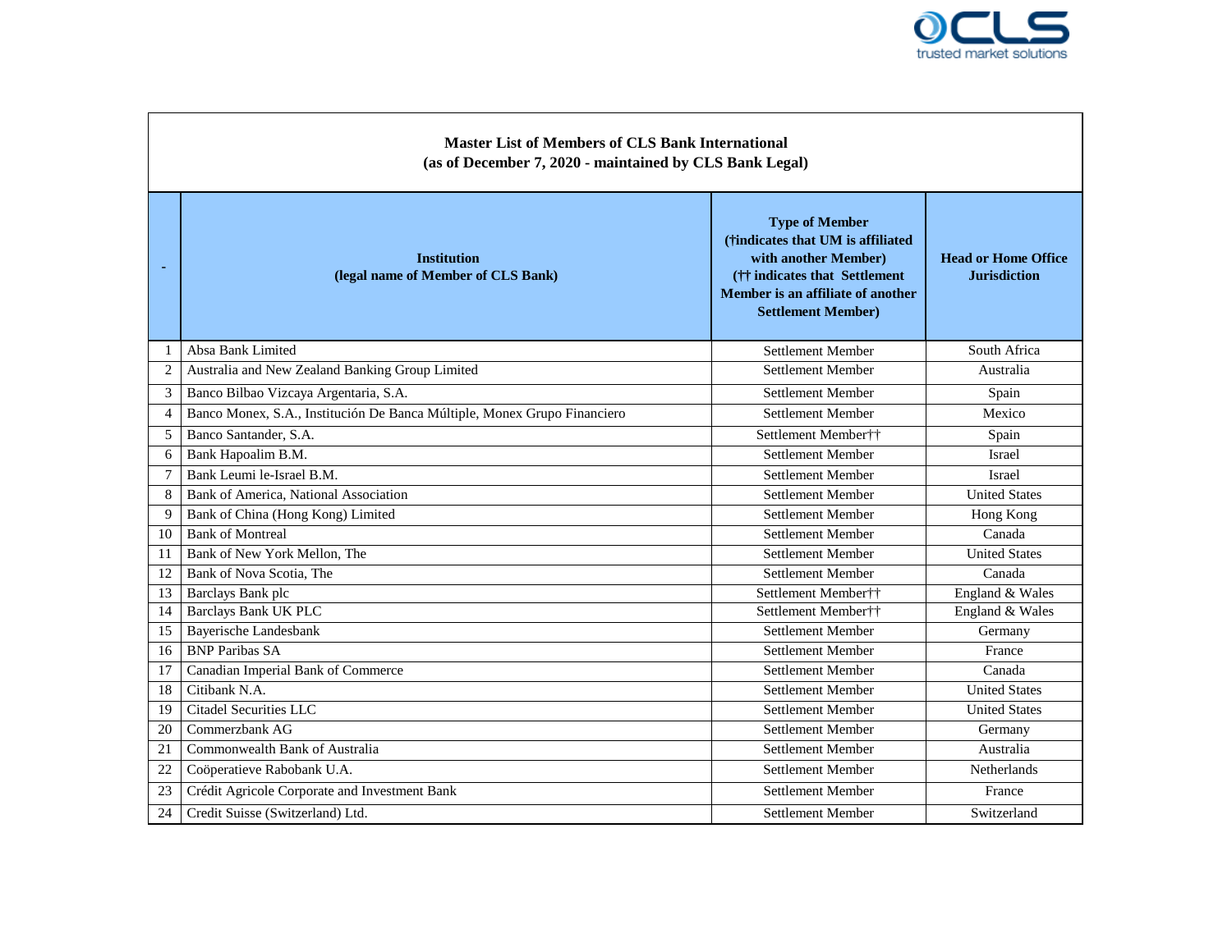**Master List of Members of CLS Bank International**
**(as of December 7, 2020 - maintained by CLS Bank Legal)**

| - | Institution (legal name of Member of CLS Bank) | Type of Member († indicates that UM is affiliated with another Member) (†† indicates that Settlement Member is an affiliate of another Settlement Member) | Head or Home Office Jurisdiction |
|---|---|---|---|
| 1 | Absa Bank Limited | Settlement Member | South Africa |
| 2 | Australia and New Zealand Banking Group Limited | Settlement Member | Australia |
| 3 | Banco Bilbao Vizcaya Argentaria, S.A. | Settlement Member | Spain |
| 4 | Banco Monex, S.A., Institución De Banca Múltiple, Monex Grupo Financiero | Settlement Member | Mexico |
| 5 | Banco Santander, S.A. | Settlement Member†† | Spain |
| 6 | Bank Hapoalim B.M. | Settlement Member | Israel |
| 7 | Bank Leumi le-Israel B.M. | Settlement Member | Israel |
| 8 | Bank of America, National Association | Settlement Member | United States |
| 9 | Bank of China (Hong Kong) Limited | Settlement Member | Hong Kong |
| 10 | Bank of Montreal | Settlement Member | Canada |
| 11 | Bank of New York Mellon, The | Settlement Member | United States |
| 12 | Bank of Nova Scotia, The | Settlement Member | Canada |
| 13 | Barclays Bank plc | Settlement Member†† | England & Wales |
| 14 | Barclays Bank UK PLC | Settlement Member†† | England & Wales |
| 15 | Bayerische Landesbank | Settlement Member | Germany |
| 16 | BNP Paribas SA | Settlement Member | France |
| 17 | Canadian Imperial Bank of Commerce | Settlement Member | Canada |
| 18 | Citibank N.A. | Settlement Member | United States |
| 19 | Citadel Securities LLC | Settlement Member | United States |
| 20 | Commerzbank AG | Settlement Member | Germany |
| 21 | Commonwealth Bank of Australia | Settlement Member | Australia |
| 22 | Coöperatieve Rabobank U.A. | Settlement Member | Netherlands |
| 23 | Crédit Agricole Corporate and Investment Bank | Settlement Member | France |
| 24 | Credit Suisse (Switzerland) Ltd. | Settlement Member | Switzerland |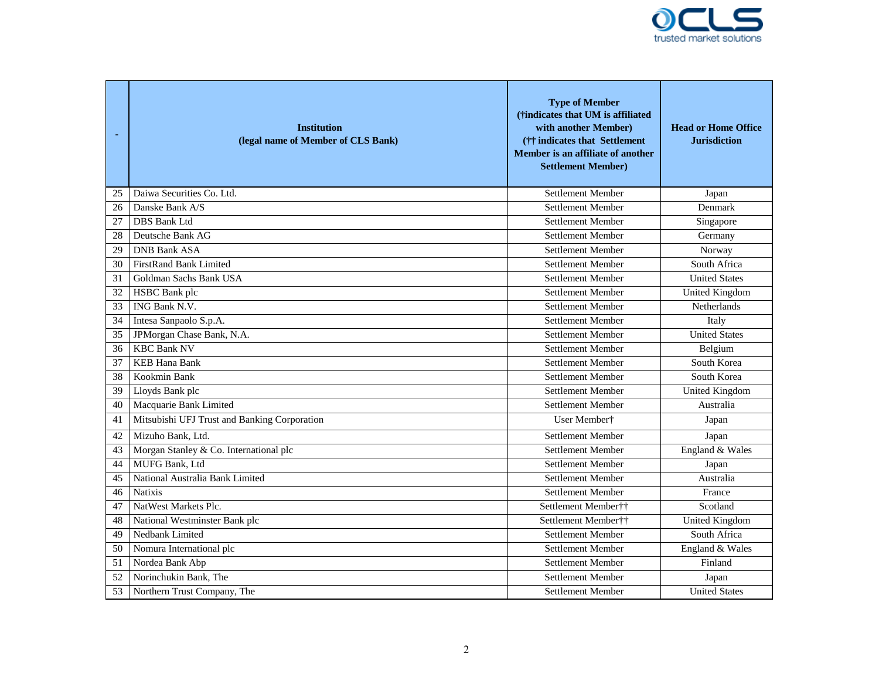| - | Institution (legal name of Member of CLS Bank) | Type of Member (†indicates that UM is affiliated with another Member) (†† indicates that Settlement Member is an affiliate of another Settlement Member) | Head or Home Office Jurisdiction |
|---|---|---|---|
| 25 | Daiwa Securities Co. Ltd. | Settlement Member | Japan |
| 26 | Danske Bank A/S | Settlement Member | Denmark |
| 27 | DBS Bank Ltd | Settlement Member | Singapore |
| 28 | Deutsche Bank AG | Settlement Member | Germany |
| 29 | DNB Bank ASA | Settlement Member | Norway |
| 30 | FirstRand Bank Limited | Settlement Member | South Africa |
| 31 | Goldman Sachs Bank USA | Settlement Member | United States |
| 32 | HSBC Bank plc | Settlement Member | United Kingdom |
| 33 | ING Bank N.V. | Settlement Member | Netherlands |
| 34 | Intesa Sanpaolo S.p.A. | Settlement Member | Italy |
| 35 | JPMorgan Chase Bank, N.A. | Settlement Member | United States |
| 36 | KBC Bank NV | Settlement Member | Belgium |
| 37 | KEB Hana Bank | Settlement Member | South Korea |
| 38 | Kookmin Bank | Settlement Member | South Korea |
| 39 | Lloyds Bank plc | Settlement Member | United Kingdom |
| 40 | Macquarie Bank Limited | Settlement Member | Australia |
| 41 | Mitsubishi UFJ Trust and Banking Corporation | User Member† | Japan |
| 42 | Mizuho Bank, Ltd. | Settlement Member | Japan |
| 43 | Morgan Stanley & Co. International plc | Settlement Member | England & Wales |
| 44 | MUFG Bank, Ltd | Settlement Member | Japan |
| 45 | National Australia Bank Limited | Settlement Member | Australia |
| 46 | Natixis | Settlement Member | France |
| 47 | NatWest Markets Plc. | Settlement Member†† | Scotland |
| 48 | National Westminster Bank plc | Settlement Member†† | United Kingdom |
| 49 | Nedbank Limited | Settlement Member | South Africa |
| 50 | Nomura International plc | Settlement Member | England & Wales |
| 51 | Nordea Bank Abp | Settlement Member | Finland |
| 52 | Norinchukin Bank, The | Settlement Member | Japan |
| 53 | Northern Trust Company, The | Settlement Member | United States |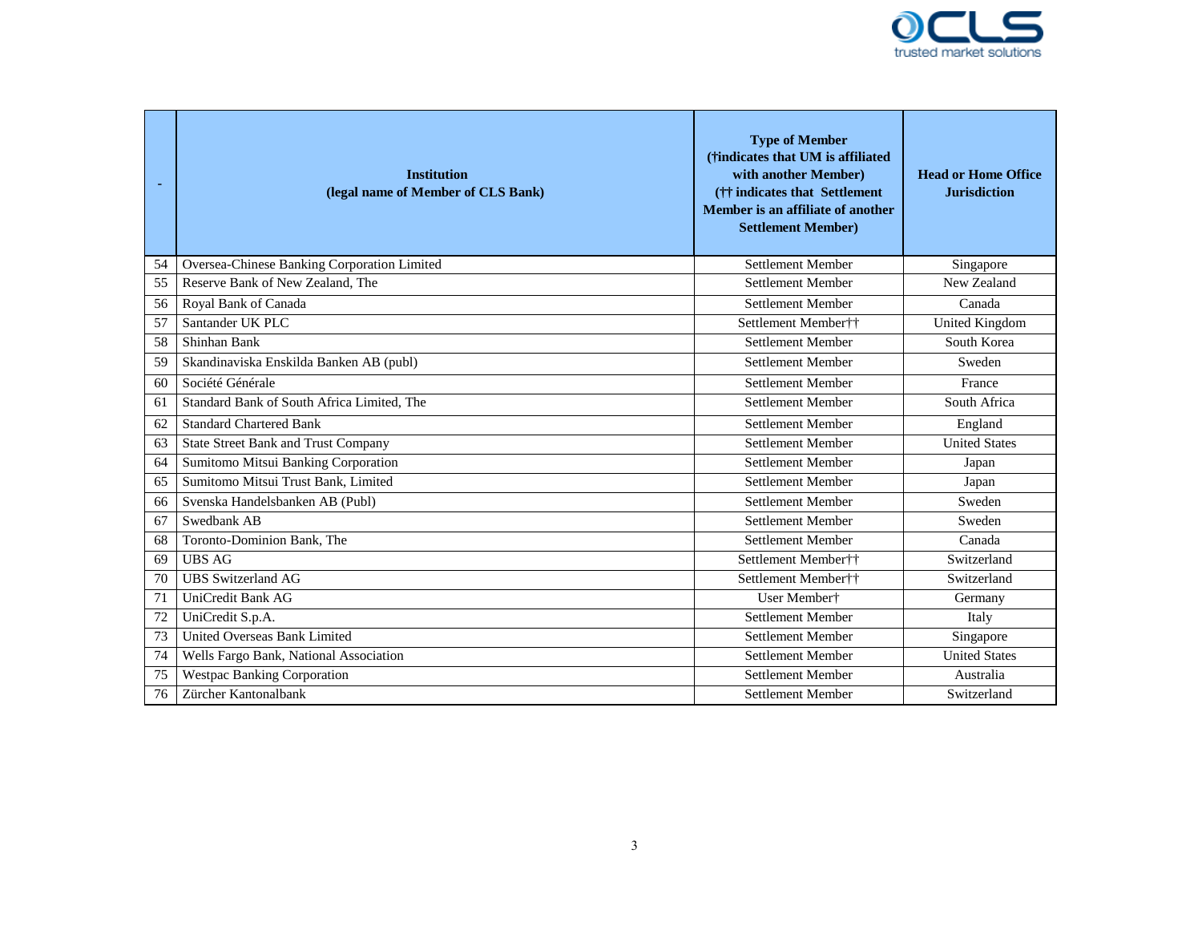| - | Institution (legal name of Member of CLS Bank) | Type of Member (†indicates that UM is affiliated with another Member) (†† indicates that Settlement Member is an affiliate of another Settlement Member) | Head or Home Office Jurisdiction |
|---|---|---|---|
| 54 | Oversea-Chinese Banking Corporation Limited | Settlement Member | Singapore |
| 55 | Reserve Bank of New Zealand, The | Settlement Member | New Zealand |
| 56 | Royal Bank of Canada | Settlement Member | Canada |
| 57 | Santander UK PLC | Settlement Member†† | United Kingdom |
| 58 | Shinhan Bank | Settlement Member | South Korea |
| 59 | Skandinaviska Enskilda Banken AB (publ) | Settlement Member | Sweden |
| 60 | Société Générale | Settlement Member | France |
| 61 | Standard Bank of South Africa Limited, The | Settlement Member | South Africa |
| 62 | Standard Chartered Bank | Settlement Member | England |
| 63 | State Street Bank and Trust Company | Settlement Member | United States |
| 64 | Sumitomo Mitsui Banking Corporation | Settlement Member | Japan |
| 65 | Sumitomo Mitsui Trust Bank, Limited | Settlement Member | Japan |
| 66 | Svenska Handelsbanken AB (Publ) | Settlement Member | Sweden |
| 67 | Swedbank AB | Settlement Member | Sweden |
| 68 | Toronto-Dominion Bank, The | Settlement Member | Canada |
| 69 | UBS AG | Settlement Member†† | Switzerland |
| 70 | UBS Switzerland AG | Settlement Member†† | Switzerland |
| 71 | UniCredit Bank AG | User Member† | Germany |
| 72 | UniCredit S.p.A. | Settlement Member | Italy |
| 73 | United Overseas Bank Limited | Settlement Member | Singapore |
| 74 | Wells Fargo Bank, National Association | Settlement Member | United States |
| 75 | Westpac Banking Corporation | Settlement Member | Australia |
| 76 | Zürcher Kantonalbank | Settlement Member | Switzerland |